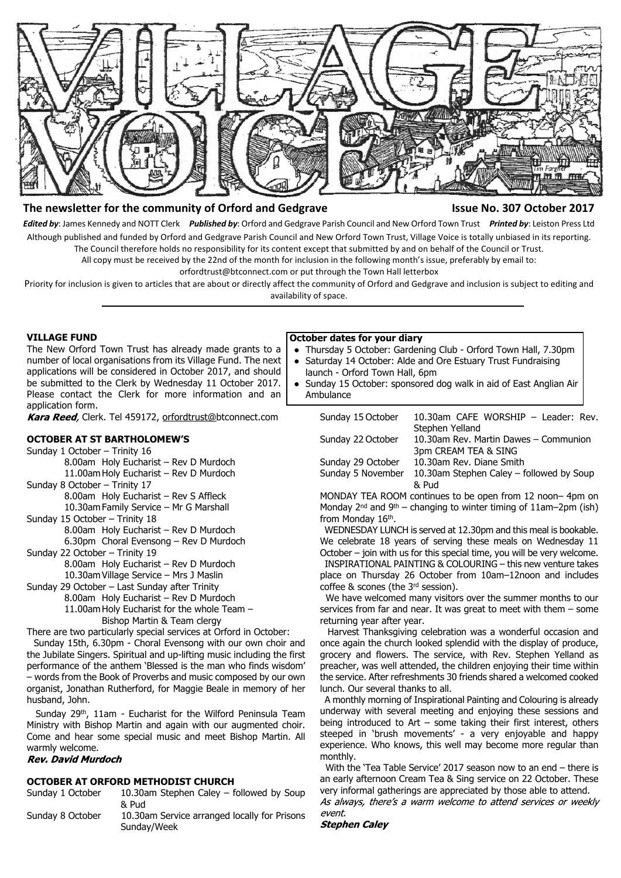# VILLAGE VOICE

**The newsletter for the community of Orford and Gedgrave** — **Issue No. 307 October 2017**

***Edited by***: James Kennedy and NOTT Clerk ***Published by***: Orford and Gedgrave Parish Council and New Orford Town Trust ***Printed by***: Leiston Press Ltd

Although published and funded by Orford and Gedgrave Parish Council and New Orford Town Trust, Village Voice is totally unbiased in its reporting. The Council therefore holds no responsibility for its content except that submitted by and on behalf of the Council or Trust.

All copy must be received by the 22nd of the month for inclusion in the following month's issue, preferably by email to: orfordtrust@btconnect.com or put through the Town Hall letterbox

Priority for inclusion is given to articles that are about or directly affect the community of Orford and Gedgrave and inclusion is subject to editing and availability of space.

---

### VILLAGE FUND

The New Orford Town Trust has already made grants to a number of local organisations from its Village Fund. The next applications will be considered in October 2017, and should be submitted to the Clerk by Wednesday 11 October 2017. Please contact the Clerk for more information and an application form.

***Kara Reed**,* Clerk. Tel 459172, orfordtrust@btconnect.com

### OCTOBER AT ST BARTHOLOMEW'S

Sunday 1 October – Trinity 16
- 8.00am Holy Eucharist – Rev D Murdoch
- 11.00am Holy Eucharist – Rev D Murdoch

Sunday 8 October – Trinity 17
- 8.00am Holy Eucharist – Rev S Affleck
- 10.30am Family Service – Mr G Marshall

Sunday 15 October – Trinity 18
- 8.00am Holy Eucharist – Rev D Murdoch
- 6.30pm Choral Evensong – Rev D Murdoch

Sunday 22 October – Trinity 19
- 8.00am Holy Eucharist – Rev D Murdoch
- 10.30am Village Service – Mrs J Maslin

Sunday 29 October – Last Sunday after Trinity
- 8.00am Holy Eucharist – Rev D Murdoch
- 11.00am Holy Eucharist for the whole Team – Bishop Martin & Team clergy

There are two particularly special services at Orford in October:

Sunday 15th, 6.30pm - Choral Evensong with our own choir and the Jubilate Singers. Spiritual and up-lifting music including the first performance of the anthem 'Blessed is the man who finds wisdom' – words from the Book of Proverbs and music composed by our own organist, Jonathan Rutherford, for Maggie Beale in memory of her husband, John.

Sunday 29th, 11am - Eucharist for the Wilford Peninsula Team Ministry with Bishop Martin and again with our augmented choir. Come and hear some special music and meet Bishop Martin. All warmly welcome.

***Rev. David Murdoch***

### OCTOBER AT ORFORD METHODIST CHURCH

| | |
|---|---|
| Sunday 1 October | 10.30am Stephen Caley – followed by Soup & Pud |
| Sunday 8 October | 10.30am Service arranged locally for Prisons Sunday/Week |
| Sunday 15 October | 10.30am CAFE WORSHIP – Leader: Rev. Stephen Yelland |
| Sunday 22 October | 10.30am Rev. Martin Dawes – Communion; 3pm CREAM TEA & SING |
| Sunday 29 October | 10.30am Rev. Diane Smith |
| Sunday 5 November | 10.30am Stephen Caley – followed by Soup & Pud |

MONDAY TEA ROOM continues to be open from 12 noon– 4pm on Monday 2nd and 9th – changing to winter timing of 11am–2pm (ish) from Monday 16th.

WEDNESDAY LUNCH is served at 12.30pm and this meal is bookable. We celebrate 18 years of serving these meals on Wednesday 11 October – join with us for this special time, you will be very welcome.

INSPIRATIONAL PAINTING & COLOURING – this new venture takes place on Thursday 26 October from 10am–12noon and includes coffee & scones (the 3rd session).

We have welcomed many visitors over the summer months to our services from far and near. It was great to meet with them – some returning year after year.

Harvest Thanksgiving celebration was a wonderful occasion and once again the church looked splendid with the display of produce, grocery and flowers. The service, with Rev. Stephen Yelland as preacher, was well attended, the children enjoying their time within the service. After refreshments 30 friends shared a welcomed cooked lunch. Our several thanks to all.

A monthly morning of Inspirational Painting and Colouring is already underway with several meeting and enjoying these sessions and being introduced to Art – some taking their first interest, others steeped in 'brush movements' - a very enjoyable and happy experience. Who knows, this well may become more regular than monthly.

With the 'Tea Table Service' 2017 season now to an end – there is an early afternoon Cream Tea & Sing service on 22 October. These very informal gatherings are appreciated by those able to attend.

*As always, there's a warm welcome to attend services or weekly event.*

***Stephen Caley***

### October dates for your diary

- Thursday 5 October: Gardening Club - Orford Town Hall, 7.30pm
- Saturday 14 October: Alde and Ore Estuary Trust Fundraising launch - Orford Town Hall, 6pm
- Sunday 15 October: sponsored dog walk in aid of East Anglian Air Ambulance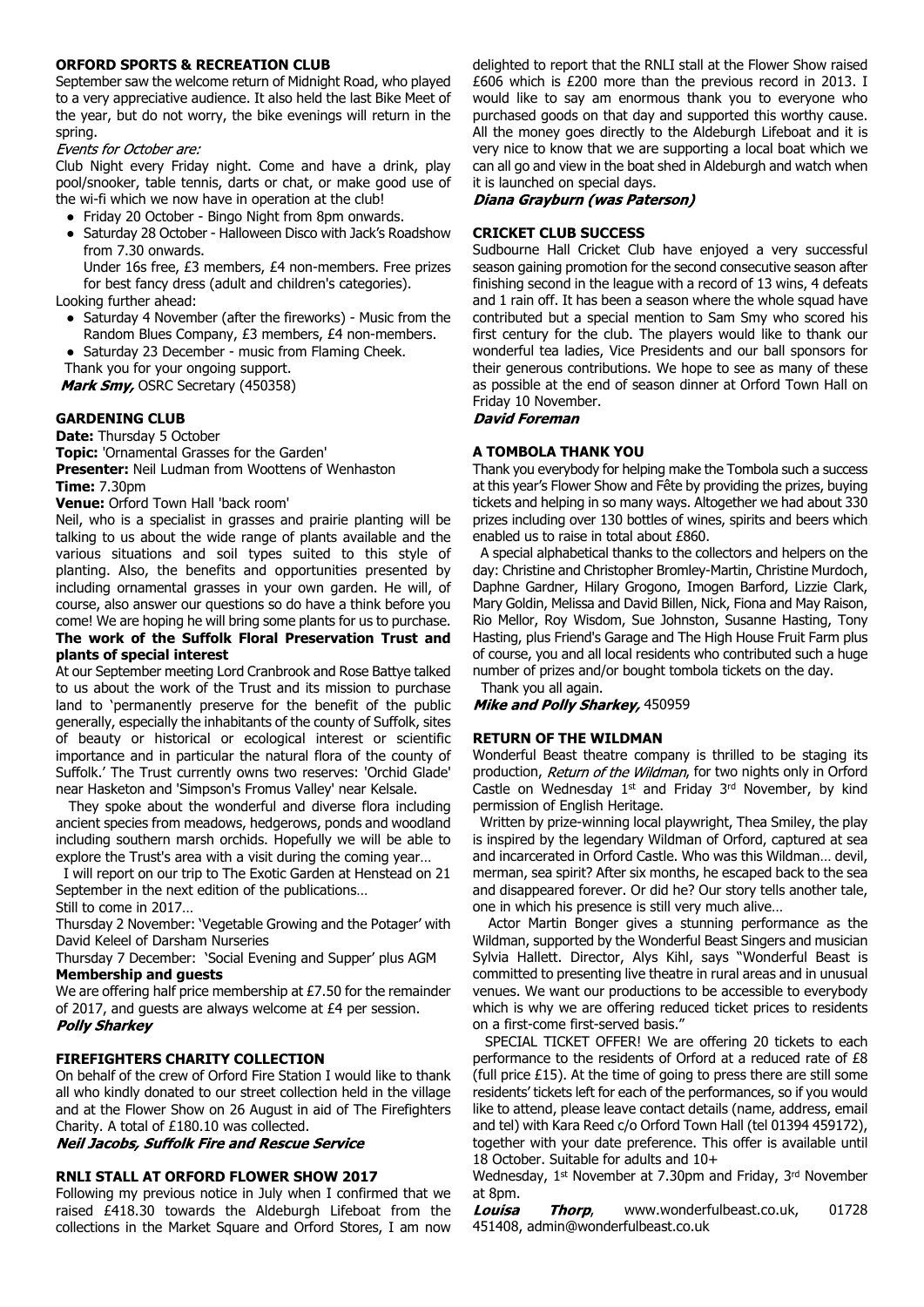## ORFORD SPORTS & RECREATION CLUB

September saw the welcome return of Midnight Road, who played to a very appreciative audience. It also held the last Bike Meet of the year, but do not worry, the bike evenings will return in the spring.

*Events for October are:*

Club Night every Friday night. Come and have a drink, play pool/snooker, table tennis, darts or chat, or make good use of the wi-fi which we now have in operation at the club!

- Friday 20 October - Bingo Night from 8pm onwards.
- Saturday 28 October - Halloween Disco with Jack's Roadshow from 7.30 onwards.
  Under 16s free, £3 members, £4 non-members. Free prizes for best fancy dress (adult and children's categories).

Looking further ahead:

- Saturday 4 November (after the fireworks) - Music from the Random Blues Company, £3 members, £4 non-members.
- Saturday 23 December - music from Flaming Cheek.

Thank you for your ongoing support.

***Mark Smy,*** OSRC Secretary (450358)

## GARDENING CLUB

**Date:** Thursday 5 October
**Topic:** 'Ornamental Grasses for the Garden'
**Presenter:** Neil Ludman from Woottens of Wenhaston
**Time:** 7.30pm
**Venue:** Orford Town Hall 'back room'

Neil, who is a specialist in grasses and prairie planting will be talking to us about the wide range of plants available and the various situations and soil types suited to this style of planting. Also, the benefits and opportunities presented by including ornamental grasses in your own garden. He will, of course, also answer our questions so do have a think before you come! We are hoping he will bring some plants for us to purchase.

**The work of the Suffolk Floral Preservation Trust and plants of special interest**

At our September meeting Lord Cranbrook and Rose Battye talked to us about the work of the Trust and its mission to purchase land to 'permanently preserve for the benefit of the public generally, especially the inhabitants of the county of Suffolk, sites of beauty or historical or ecological interest or scientific importance and in particular the natural flora of the county of Suffolk.' The Trust currently owns two reserves: 'Orchid Glade' near Hasketon and 'Simpson's Fromus Valley' near Kelsale.

They spoke about the wonderful and diverse flora including ancient species from meadows, hedgerows, ponds and woodland including southern marsh orchids. Hopefully we will be able to explore the Trust's area with a visit during the coming year…

I will report on our trip to The Exotic Garden at Henstead on 21 September in the next edition of the publications…

Still to come in 2017…

Thursday 2 November: 'Vegetable Growing and the Potager' with David Keleel of Darsham Nurseries

Thursday 7 December: 'Social Evening and Supper' plus AGM

**Membership and guests**

We are offering half price membership at £7.50 for the remainder of 2017, and guests are always welcome at £4 per session.

***Polly Sharkey***

## FIREFIGHTERS CHARITY COLLECTION

On behalf of the crew of Orford Fire Station I would like to thank all who kindly donated to our street collection held in the village and at the Flower Show on 26 August in aid of The Firefighters Charity. A total of £180.10 was collected.

***Neil Jacobs, Suffolk Fire and Rescue Service***

## RNLI STALL AT ORFORD FLOWER SHOW 2017

Following my previous notice in July when I confirmed that we raised £418.30 towards the Aldeburgh Lifeboat from the collections in the Market Square and Orford Stores, I am now delighted to report that the RNLI stall at the Flower Show raised £606 which is £200 more than the previous record in 2013. I would like to say am enormous thank you to everyone who purchased goods on that day and supported this worthy cause. All the money goes directly to the Aldeburgh Lifeboat and it is very nice to know that we are supporting a local boat which we can all go and view in the boat shed in Aldeburgh and watch when it is launched on special days.

***Diana Grayburn (was Paterson)***

## CRICKET CLUB SUCCESS

Sudbourne Hall Cricket Club have enjoyed a very successful season gaining promotion for the second consecutive season after finishing second in the league with a record of 13 wins, 4 defeats and 1 rain off. It has been a season where the whole squad have contributed but a special mention to Sam Smy who scored his first century for the club. The players would like to thank our wonderful tea ladies, Vice Presidents and our ball sponsors for their generous contributions. We hope to see as many of these as possible at the end of season dinner at Orford Town Hall on Friday 10 November.

***David Foreman***

## A TOMBOLA THANK YOU

Thank you everybody for helping make the Tombola such a success at this year's Flower Show and Fête by providing the prizes, buying tickets and helping in so many ways. Altogether we had about 330 prizes including over 130 bottles of wines, spirits and beers which enabled us to raise in total about £860.

A special alphabetical thanks to the collectors and helpers on the day: Christine and Christopher Bromley-Martin, Christine Murdoch, Daphne Gardner, Hilary Grogono, Imogen Barford, Lizzie Clark, Mary Goldin, Melissa and David Billen, Nick, Fiona and May Raison, Rio Mellor, Roy Wisdom, Sue Johnston, Susanne Hasting, Tony Hasting, plus Friend's Garage and The High House Fruit Farm plus of course, you and all local residents who contributed such a huge number of prizes and/or bought tombola tickets on the day.

Thank you all again.

***Mike and Polly Sharkey,*** 450959

## RETURN OF THE WILDMAN

Wonderful Beast theatre company is thrilled to be staging its production, *Return of the Wildman*, for two nights only in Orford Castle on Wednesday 1st and Friday 3rd November, by kind permission of English Heritage.

Written by prize-winning local playwright, Thea Smiley, the play is inspired by the legendary Wildman of Orford, captured at sea and incarcerated in Orford Castle. Who was this Wildman… devil, merman, sea spirit? After six months, he escaped back to the sea and disappeared forever. Or did he? Our story tells another tale, one in which his presence is still very much alive…

Actor Martin Bonger gives a stunning performance as the Wildman, supported by the Wonderful Beast Singers and musician Sylvia Hallett. Director, Alys Kihl, says "Wonderful Beast is committed to presenting live theatre in rural areas and in unusual venues. We want our productions to be accessible to everybody which is why we are offering reduced ticket prices to residents on a first-come first-served basis."

SPECIAL TICKET OFFER! We are offering 20 tickets to each performance to the residents of Orford at a reduced rate of £8 (full price £15). At the time of going to press there are still some residents' tickets left for each of the performances, so if you would like to attend, please leave contact details (name, address, email and tel) with Kara Reed c/o Orford Town Hall (tel 01394 459172), together with your date preference. This offer is available until 18 October. Suitable for adults and 10+

Wednesday, 1st November at 7.30pm and Friday, 3rd November at 8pm.

***Louisa Thorp***, www.wonderfulbeast.co.uk, 01728 451408, admin@wonderfulbeast.co.uk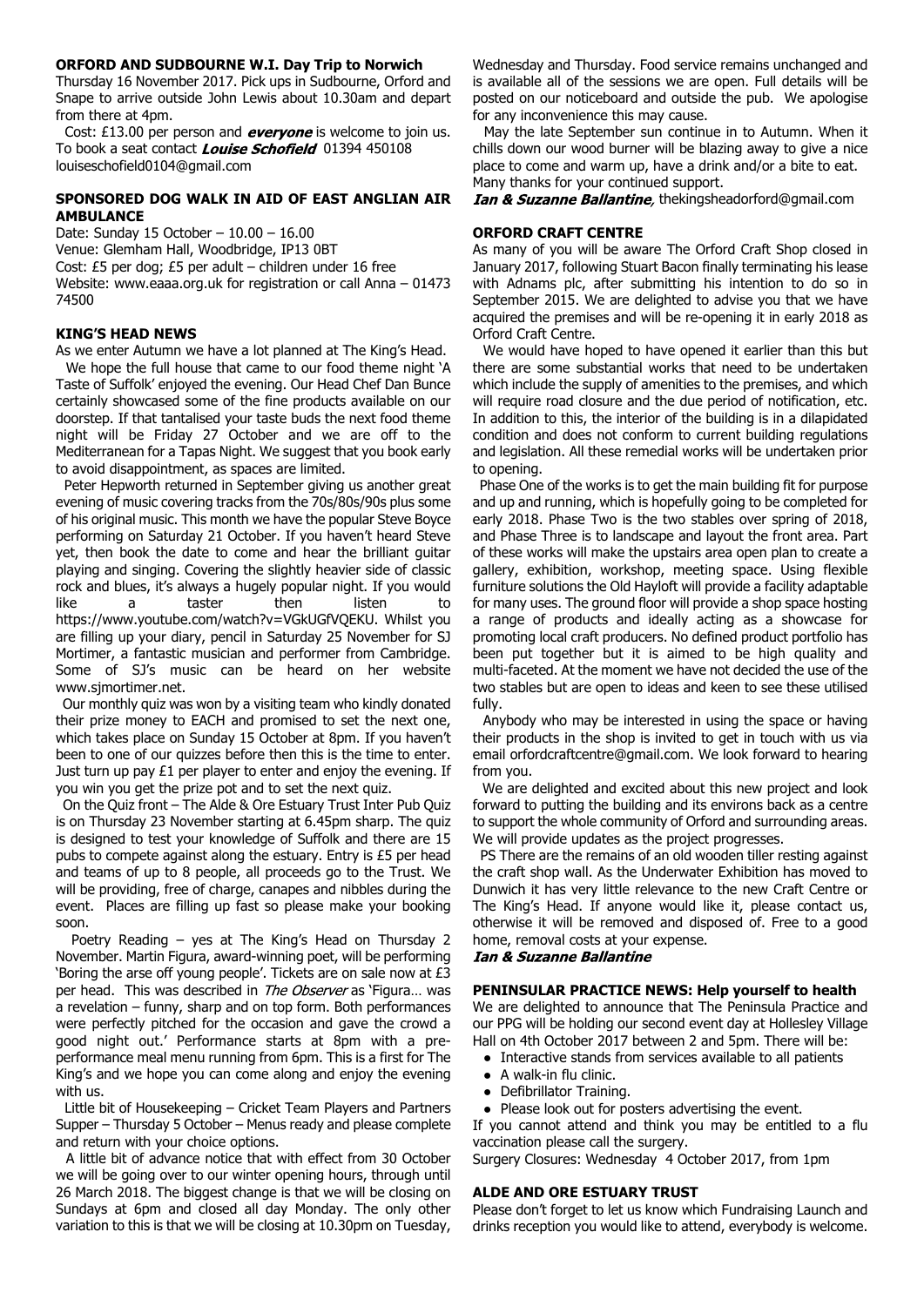## ORFORD AND SUDBOURNE W.I. Day Trip to Norwich

Thursday 16 November 2017. Pick ups in Sudbourne, Orford and Snape to arrive outside John Lewis about 10.30am and depart from there at 4pm.

Cost: £13.00 per person and ***everyone*** is welcome to join us. To book a seat contact ***Louise Schofield*** 01394 450108 louiseschofield0104@gmail.com

## SPONSORED DOG WALK IN AID OF EAST ANGLIAN AIR AMBULANCE

Date: Sunday 15 October – 10.00 – 16.00
Venue: Glemham Hall, Woodbridge, IP13 0BT
Cost: £5 per dog; £5 per adult – children under 16 free
Website: www.eaaa.org.uk for registration or call Anna – 01473 74500

## KING'S HEAD NEWS

As we enter Autumn we have a lot planned at The King's Head.

We hope the full house that came to our food theme night 'A Taste of Suffolk' enjoyed the evening. Our Head Chef Dan Bunce certainly showcased some of the fine products available on our doorstep. If that tantalised your taste buds the next food theme night will be Friday 27 October and we are off to the Mediterranean for a Tapas Night. We suggest that you book early to avoid disappointment, as spaces are limited.

Peter Hepworth returned in September giving us another great evening of music covering tracks from the 70s/80s/90s plus some of his original music. This month we have the popular Steve Boyce performing on Saturday 21 October. If you haven't heard Steve yet, then book the date to come and hear the brilliant guitar playing and singing. Covering the slightly heavier side of classic rock and blues, it's always a hugely popular night. If you would like a taster then listen to https://www.youtube.com/watch?v=VGkUGfVQEKU. Whilst you are filling up your diary, pencil in Saturday 25 November for SJ Mortimer, a fantastic musician and performer from Cambridge. Some of SJ's music can be heard on her website www.sjmortimer.net.

Our monthly quiz was won by a visiting team who kindly donated their prize money to EACH and promised to set the next one, which takes place on Sunday 15 October at 8pm. If you haven't been to one of our quizzes before then this is the time to enter. Just turn up pay £1 per player to enter and enjoy the evening. If you win you get the prize pot and to set the next quiz.

On the Quiz front – The Alde & Ore Estuary Trust Inter Pub Quiz is on Thursday 23 November starting at 6.45pm sharp. The quiz is designed to test your knowledge of Suffolk and there are 15 pubs to compete against along the estuary. Entry is £5 per head and teams of up to 8 people, all proceeds go to the Trust. We will be providing, free of charge, canapes and nibbles during the event. Places are filling up fast so please make your booking soon.

Poetry Reading – yes at The King's Head on Thursday 2 November. Martin Figura, award-winning poet, will be performing 'Boring the arse off young people'. Tickets are on sale now at £3 per head. This was described in *The Observer* as 'Figura… was a revelation – funny, sharp and on top form. Both performances were perfectly pitched for the occasion and gave the crowd a good night out.' Performance starts at 8pm with a pre-performance meal menu running from 6pm. This is a first for The King's and we hope you can come along and enjoy the evening with us.

Little bit of Housekeeping – Cricket Team Players and Partners Supper – Thursday 5 October – Menus ready and please complete and return with your choice options.

A little bit of advance notice that with effect from 30 October we will be going over to our winter opening hours, through until 26 March 2018. The biggest change is that we will be closing on Sundays at 6pm and closed all day Monday. The only other variation to this is that we will be closing at 10.30pm on Tuesday, Wednesday and Thursday. Food service remains unchanged and is available all of the sessions we are open. Full details will be posted on our noticeboard and outside the pub. We apologise for any inconvenience this may cause.

May the late September sun continue in to Autumn. When it chills down our wood burner will be blazing away to give a nice place to come and warm up, have a drink and/or a bite to eat. Many thanks for your continued support.

***Ian & Suzanne Ballantine***, thekingsheadorford@gmail.com

## ORFORD CRAFT CENTRE

As many of you will be aware The Orford Craft Shop closed in January 2017, following Stuart Bacon finally terminating his lease with Adnams plc, after submitting his intention to do so in September 2015. We are delighted to advise you that we have acquired the premises and will be re-opening it in early 2018 as Orford Craft Centre.

We would have hoped to have opened it earlier than this but there are some substantial works that need to be undertaken which include the supply of amenities to the premises, and which will require road closure and the due period of notification, etc. In addition to this, the interior of the building is in a dilapidated condition and does not conform to current building regulations and legislation. All these remedial works will be undertaken prior to opening.

Phase One of the works is to get the main building fit for purpose and up and running, which is hopefully going to be completed for early 2018. Phase Two is the two stables over spring of 2018, and Phase Three is to landscape and layout the front area. Part of these works will make the upstairs area open plan to create a gallery, exhibition, workshop, meeting space. Using flexible furniture solutions the Old Hayloft will provide a facility adaptable for many uses. The ground floor will provide a shop space hosting a range of products and ideally acting as a showcase for promoting local craft producers. No defined product portfolio has been put together but it is aimed to be high quality and multi-faceted. At the moment we have not decided the use of the two stables but are open to ideas and keen to see these utilised fully.

Anybody who may be interested in using the space or having their products in the shop is invited to get in touch with us via email orfordcraftcentre@gmail.com. We look forward to hearing from you.

We are delighted and excited about this new project and look forward to putting the building and its environs back as a centre to support the whole community of Orford and surrounding areas. We will provide updates as the project progresses.

PS There are the remains of an old wooden tiller resting against the craft shop wall. As the Underwater Exhibition has moved to Dunwich it has very little relevance to the new Craft Centre or The King's Head. If anyone would like it, please contact us, otherwise it will be removed and disposed of. Free to a good home, removal costs at your expense.

***Ian & Suzanne Ballantine***

## PENINSULAR PRACTICE NEWS: Help yourself to health

We are delighted to announce that The Peninsula Practice and our PPG will be holding our second event day at Hollesley Village Hall on 4th October 2017 between 2 and 5pm. There will be:

- Interactive stands from services available to all patients
- A walk-in flu clinic.
- Defibrillator Training.
- Please look out for posters advertising the event.

If you cannot attend and think you may be entitled to a flu vaccination please call the surgery.

Surgery Closures: Wednesday 4 October 2017, from 1pm

## ALDE AND ORE ESTUARY TRUST

Please don't forget to let us know which Fundraising Launch and drinks reception you would like to attend, everybody is welcome.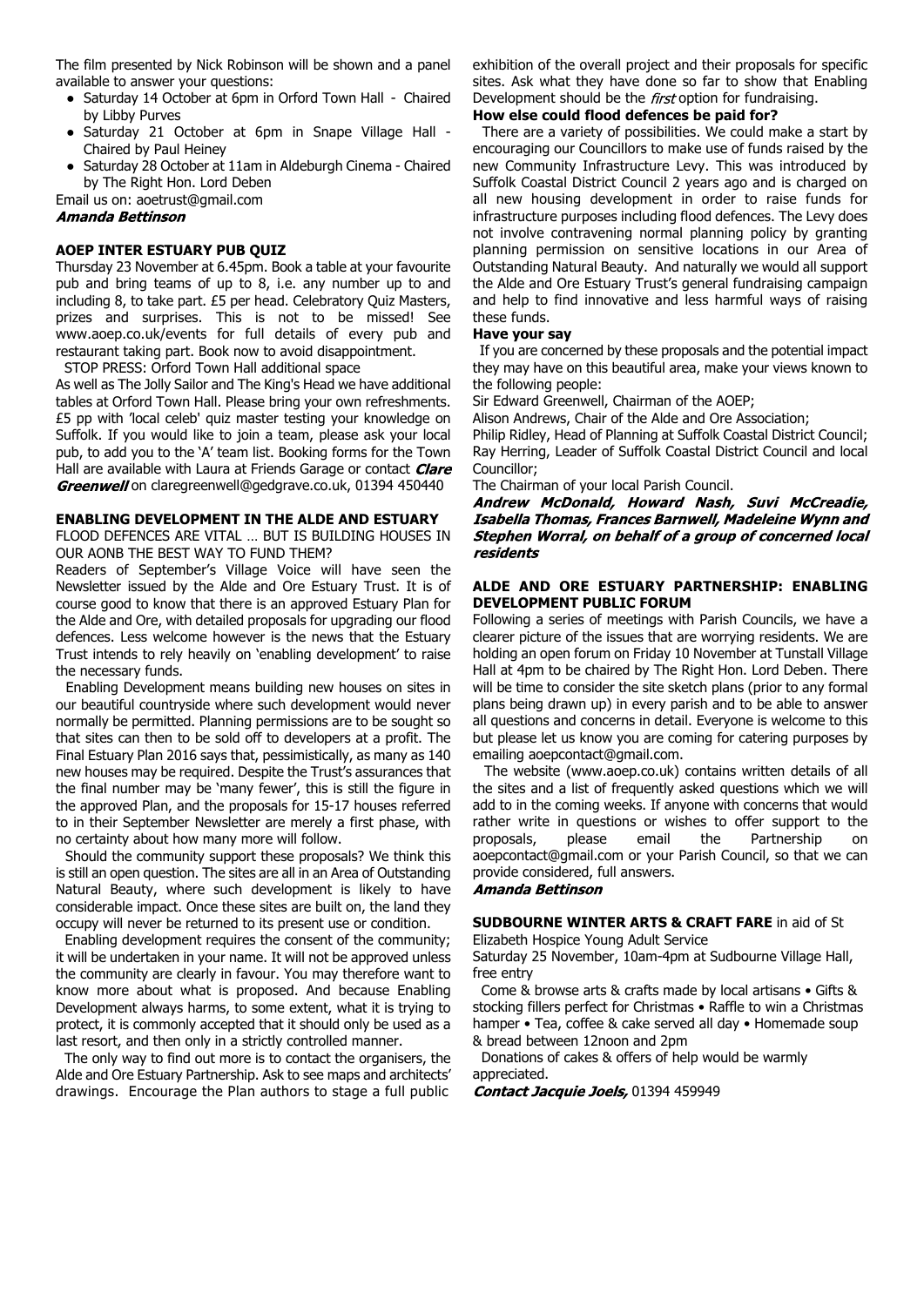The film presented by Nick Robinson will be shown and a panel available to answer your questions:

- Saturday 14 October at 6pm in Orford Town Hall - Chaired by Libby Purves
- Saturday 21 October at 6pm in Snape Village Hall - Chaired by Paul Heiney
- Saturday 28 October at 11am in Aldeburgh Cinema - Chaired by The Right Hon. Lord Deben

Email us on: aoetrust@gmail.com

***Amanda Bettinson***

### AOEP INTER ESTUARY PUB QUIZ

Thursday 23 November at 6.45pm. Book a table at your favourite pub and bring teams of up to 8, i.e. any number up to and including 8, to take part. £5 per head. Celebratory Quiz Masters, prizes and surprises. This is not to be missed! See www.aoep.co.uk/events for full details of every pub and restaurant taking part. Book now to avoid disappointment.

STOP PRESS: Orford Town Hall additional space

As well as The Jolly Sailor and The King's Head we have additional tables at Orford Town Hall. Please bring your own refreshments. £5 pp with 'local celeb' quiz master testing your knowledge on Suffolk. If you would like to join a team, please ask your local pub, to add you to the 'A' team list. Booking forms for the Town Hall are available with Laura at Friends Garage or contact ***Clare Greenwell*** on claregreenwell@gedgrave.co.uk, 01394 450440

### ENABLING DEVELOPMENT IN THE ALDE AND ESTUARY

FLOOD DEFENCES ARE VITAL … BUT IS BUILDING HOUSES IN OUR AONB THE BEST WAY TO FUND THEM?

Readers of September's Village Voice will have seen the Newsletter issued by the Alde and Ore Estuary Trust. It is of course good to know that there is an approved Estuary Plan for the Alde and Ore, with detailed proposals for upgrading our flood defences. Less welcome however is the news that the Estuary Trust intends to rely heavily on 'enabling development' to raise the necessary funds.

Enabling Development means building new houses on sites in our beautiful countryside where such development would never normally be permitted. Planning permissions are to be sought so that sites can then to be sold off to developers at a profit. The Final Estuary Plan 2016 says that, pessimistically, as many as 140 new houses may be required. Despite the Trust's assurances that the final number may be 'many fewer', this is still the figure in the approved Plan, and the proposals for 15-17 houses referred to in their September Newsletter are merely a first phase, with no certainty about how many more will follow.

Should the community support these proposals? We think this is still an open question. The sites are all in an Area of Outstanding Natural Beauty, where such development is likely to have considerable impact. Once these sites are built on, the land they occupy will never be returned to its present use or condition.

Enabling development requires the consent of the community; it will be undertaken in your name. It will not be approved unless the community are clearly in favour. You may therefore want to know more about what is proposed. And because Enabling Development always harms, to some extent, what it is trying to protect, it is commonly accepted that it should only be used as a last resort, and then only in a strictly controlled manner.

The only way to find out more is to contact the organisers, the Alde and Ore Estuary Partnership. Ask to see maps and architects' drawings. Encourage the Plan authors to stage a full public exhibition of the overall project and their proposals for specific sites. Ask what they have done so far to show that Enabling Development should be the *first* option for fundraising.

**How else could flood defences be paid for?**

There are a variety of possibilities. We could make a start by encouraging our Councillors to make use of funds raised by the new Community Infrastructure Levy. This was introduced by Suffolk Coastal District Council 2 years ago and is charged on all new housing development in order to raise funds for infrastructure purposes including flood defences. The Levy does not involve contravening normal planning policy by granting planning permission on sensitive locations in our Area of Outstanding Natural Beauty. And naturally we would all support the Alde and Ore Estuary Trust's general fundraising campaign and help to find innovative and less harmful ways of raising these funds.

**Have your say**

If you are concerned by these proposals and the potential impact they may have on this beautiful area, make your views known to the following people:

Sir Edward Greenwell, Chairman of the AOEP;

Alison Andrews, Chair of the Alde and Ore Association;

Philip Ridley, Head of Planning at Suffolk Coastal District Council;

Ray Herring, Leader of Suffolk Coastal District Council and local Councillor;

The Chairman of your local Parish Council.

***Andrew McDonald, Howard Nash, Suvi McCreadie, Isabella Thomas, Frances Barnwell, Madeleine Wynn and Stephen Worral, on behalf of a group of concerned local residents***

### ALDE AND ORE ESTUARY PARTNERSHIP: ENABLING DEVELOPMENT PUBLIC FORUM

Following a series of meetings with Parish Councils, we have a clearer picture of the issues that are worrying residents. We are holding an open forum on Friday 10 November at Tunstall Village Hall at 4pm to be chaired by The Right Hon. Lord Deben. There will be time to consider the site sketch plans (prior to any formal plans being drawn up) in every parish and to be able to answer all questions and concerns in detail. Everyone is welcome to this but please let us know you are coming for catering purposes by emailing aoepcontact@gmail.com.

The website (www.aoep.co.uk) contains written details of all the sites and a list of frequently asked questions which we will add to in the coming weeks. If anyone with concerns that would rather write in questions or wishes to offer support to the proposals, please email the Partnership on aoepcontact@gmail.com or your Parish Council, so that we can provide considered, full answers.

***Amanda Bettinson***

**SUDBOURNE WINTER ARTS & CRAFT FARE** in aid of St Elizabeth Hospice Young Adult Service

Saturday 25 November, 10am-4pm at Sudbourne Village Hall, free entry

Come & browse arts & crafts made by local artisans • Gifts & stocking fillers perfect for Christmas • Raffle to win a Christmas hamper • Tea, coffee & cake served all day • Homemade soup & bread between 12noon and 2pm

Donations of cakes & offers of help would be warmly appreciated.

***Contact Jacquie Joels,*** 01394 459949